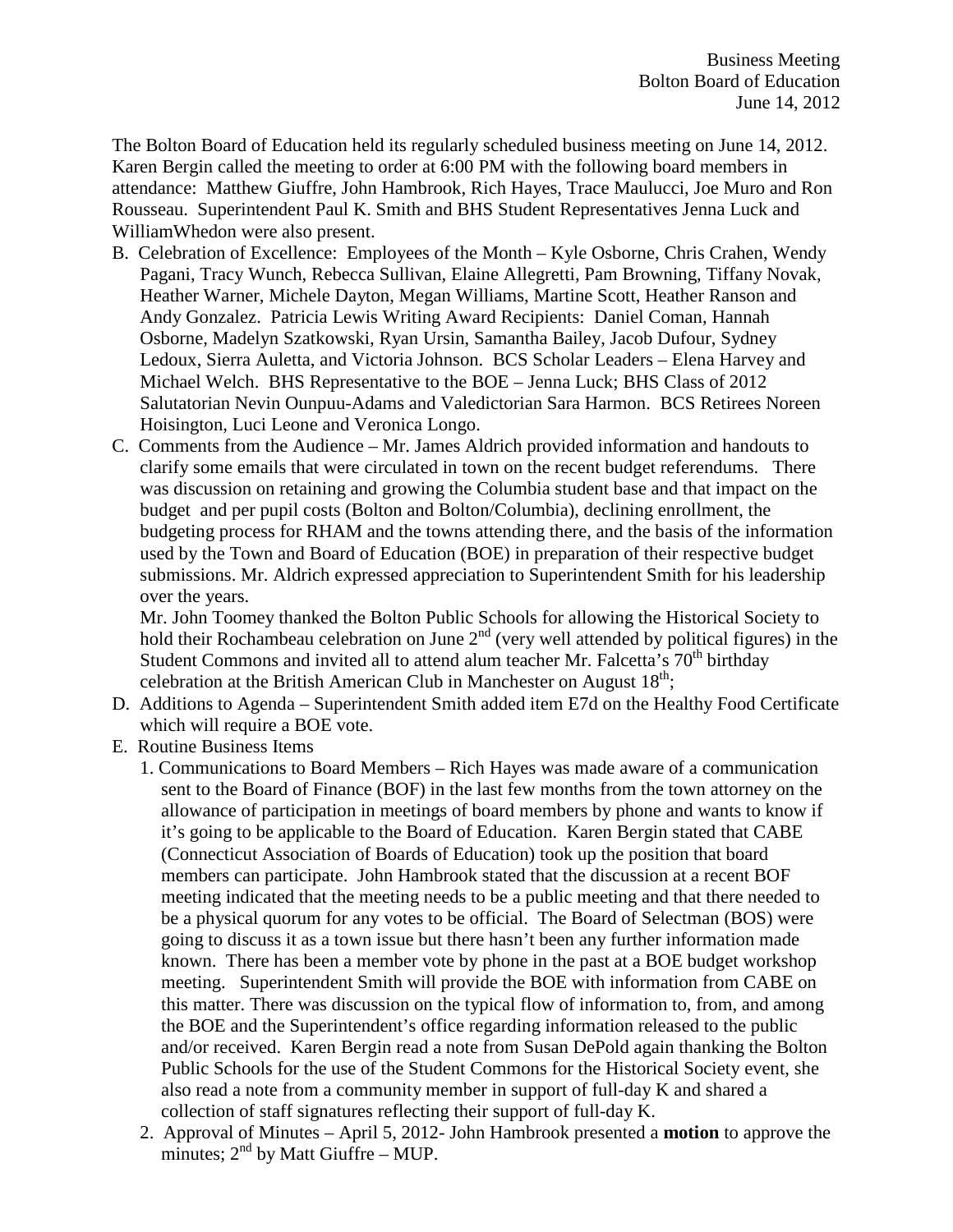Business Meeting
Bolton Board of Education
June 14, 2012

The Bolton Board of Education held its regularly scheduled business meeting on June 14, 2012. Karen Bergin called the meeting to order at 6:00 PM with the following board members in attendance: Matthew Giuffre, John Hambrook, Rich Hayes, Trace Maulucci, Joe Muro and Ron Rousseau. Superintendent Paul K. Smith and BHS Student Representatives Jenna Luck and WilliamWhedon were also present.

B. Celebration of Excellence: Employees of the Month – Kyle Osborne, Chris Crahen, Wendy Pagani, Tracy Wunch, Rebecca Sullivan, Elaine Allegretti, Pam Browning, Tiffany Novak, Heather Warner, Michele Dayton, Megan Williams, Martine Scott, Heather Ranson and Andy Gonzalez. Patricia Lewis Writing Award Recipients: Daniel Coman, Hannah Osborne, Madelyn Szatkowski, Ryan Ursin, Samantha Bailey, Jacob Dufour, Sydney Ledoux, Sierra Auletta, and Victoria Johnson. BCS Scholar Leaders – Elena Harvey and Michael Welch. BHS Representative to the BOE – Jenna Luck; BHS Class of 2012 Salutatorian Nevin Ounpuu-Adams and Valedictorian Sara Harmon. BCS Retirees Noreen Hoisington, Luci Leone and Veronica Longo.

C. Comments from the Audience – Mr. James Aldrich provided information and handouts to clarify some emails that were circulated in town on the recent budget referendums. There was discussion on retaining and growing the Columbia student base and that impact on the budget and per pupil costs (Bolton and Bolton/Columbia), declining enrollment, the budgeting process for RHAM and the towns attending there, and the basis of the information used by the Town and Board of Education (BOE) in preparation of their respective budget submissions. Mr. Aldrich expressed appreciation to Superintendent Smith for his leadership over the years.

   Mr. John Toomey thanked the Bolton Public Schools for allowing the Historical Society to hold their Rochambeau celebration on June 2nd (very well attended by political figures) in the Student Commons and invited all to attend alum teacher Mr. Falcetta's 70th birthday celebration at the British American Club in Manchester on August 18th;

D. Additions to Agenda – Superintendent Smith added item E7d on the Healthy Food Certificate which will require a BOE vote.

E. Routine Business Items

   1. Communications to Board Members – Rich Hayes was made aware of a communication sent to the Board of Finance (BOF) in the last few months from the town attorney on the allowance of participation in meetings of board members by phone and wants to know if it's going to be applicable to the Board of Education. Karen Bergin stated that CABE (Connecticut Association of Boards of Education) took up the position that board members can participate. John Hambrook stated that the discussion at a recent BOF meeting indicated that the meeting needs to be a public meeting and that there needed to be a physical quorum for any votes to be official. The Board of Selectman (BOS) were going to discuss it as a town issue but there hasn't been any further information made known. There has been a member vote by phone in the past at a BOE budget workshop meeting. Superintendent Smith will provide the BOE with information from CABE on this matter. There was discussion on the typical flow of information to, from, and among the BOE and the Superintendent's office regarding information released to the public and/or received. Karen Bergin read a note from Susan DePold again thanking the Bolton Public Schools for the use of the Student Commons for the Historical Society event, she also read a note from a community member in support of full-day K and shared a collection of staff signatures reflecting their support of full-day K.

   2. Approval of Minutes – April 5, 2012- John Hambrook presented a **motion** to approve the minutes; 2nd by Matt Giuffre – MUP.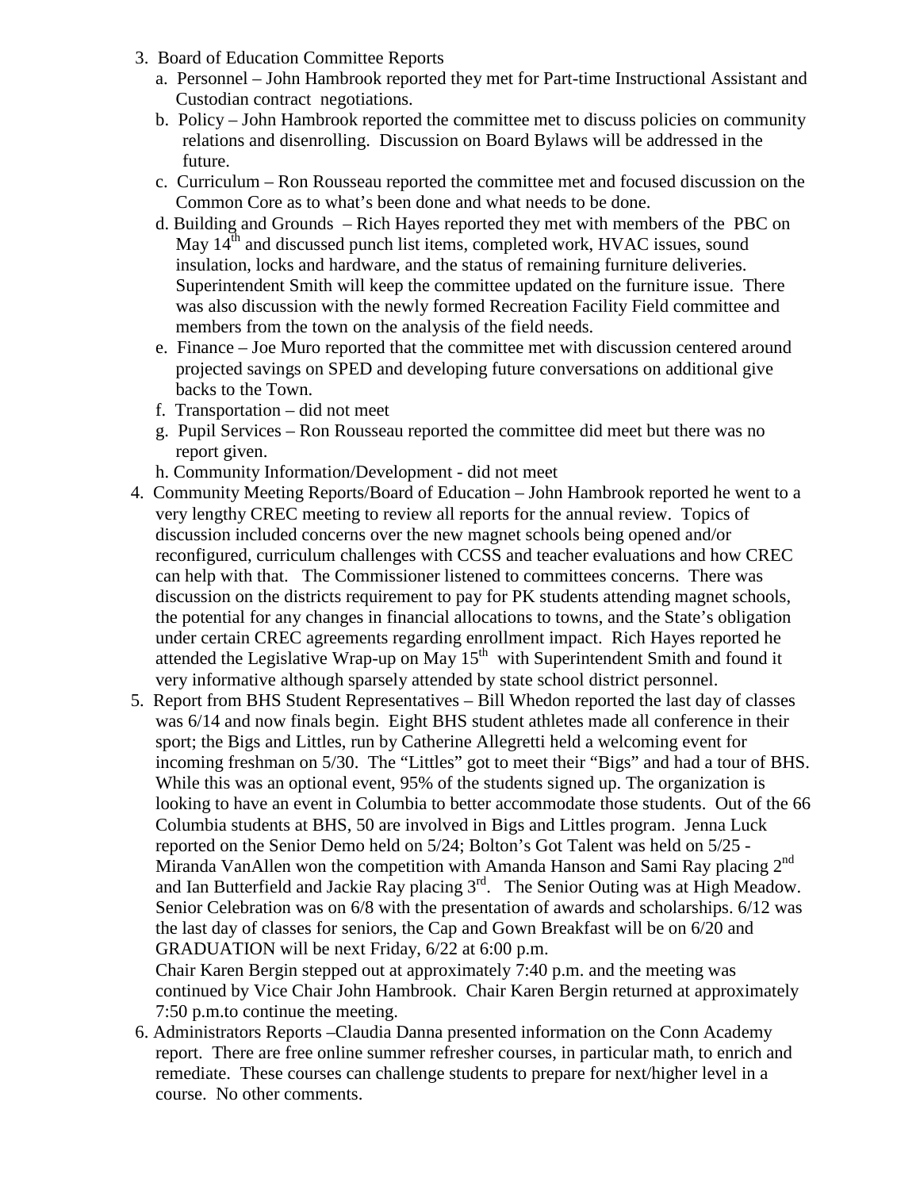3. Board of Education Committee Reports
   a. Personnel – John Hambrook reported they met for Part-time Instructional Assistant and Custodian contract negotiations.
   b. Policy – John Hambrook reported the committee met to discuss policies on community relations and disenrolling. Discussion on Board Bylaws will be addressed in the future.
   c. Curriculum – Ron Rousseau reported the committee met and focused discussion on the Common Core as to what's been done and what needs to be done.
   d. Building and Grounds – Rich Hayes reported they met with members of the PBC on May 14th and discussed punch list items, completed work, HVAC issues, sound insulation, locks and hardware, and the status of remaining furniture deliveries. Superintendent Smith will keep the committee updated on the furniture issue. There was also discussion with the newly formed Recreation Facility Field committee and members from the town on the analysis of the field needs.
   e. Finance – Joe Muro reported that the committee met with discussion centered around projected savings on SPED and developing future conversations on additional give backs to the Town.
   f. Transportation – did not meet
   g. Pupil Services – Ron Rousseau reported the committee did meet but there was no report given.
   h. Community Information/Development - did not meet
4. Community Meeting Reports/Board of Education – John Hambrook reported he went to a very lengthy CREC meeting to review all reports for the annual review. Topics of discussion included concerns over the new magnet schools being opened and/or reconfigured, curriculum challenges with CCSS and teacher evaluations and how CREC can help with that. The Commissioner listened to committees concerns. There was discussion on the districts requirement to pay for PK students attending magnet schools, the potential for any changes in financial allocations to towns, and the State's obligation under certain CREC agreements regarding enrollment impact. Rich Hayes reported he attended the Legislative Wrap-up on May 15th with Superintendent Smith and found it very informative although sparsely attended by state school district personnel.
5. Report from BHS Student Representatives – Bill Whedon reported the last day of classes was 6/14 and now finals begin. Eight BHS student athletes made all conference in their sport; the Bigs and Littles, run by Catherine Allegretti held a welcoming event for incoming freshman on 5/30. The "Littles" got to meet their "Bigs" and had a tour of BHS. While this was an optional event, 95% of the students signed up. The organization is looking to have an event in Columbia to better accommodate those students. Out of the 66 Columbia students at BHS, 50 are involved in Bigs and Littles program. Jenna Luck reported on the Senior Demo held on 5/24; Bolton's Got Talent was held on 5/25 - Miranda VanAllen won the competition with Amanda Hanson and Sami Ray placing 2nd and Ian Butterfield and Jackie Ray placing 3rd. The Senior Outing was at High Meadow. Senior Celebration was on 6/8 with the presentation of awards and scholarships. 6/12 was the last day of classes for seniors, the Cap and Gown Breakfast will be on 6/20 and GRADUATION will be next Friday, 6/22 at 6:00 p.m.

   Chair Karen Bergin stepped out at approximately 7:40 p.m. and the meeting was continued by Vice Chair John Hambrook. Chair Karen Bergin returned at approximately 7:50 p.m.to continue the meeting.
6. Administrators Reports –Claudia Danna presented information on the Conn Academy report. There are free online summer refresher courses, in particular math, to enrich and remediate. These courses can challenge students to prepare for next/higher level in a course. No other comments.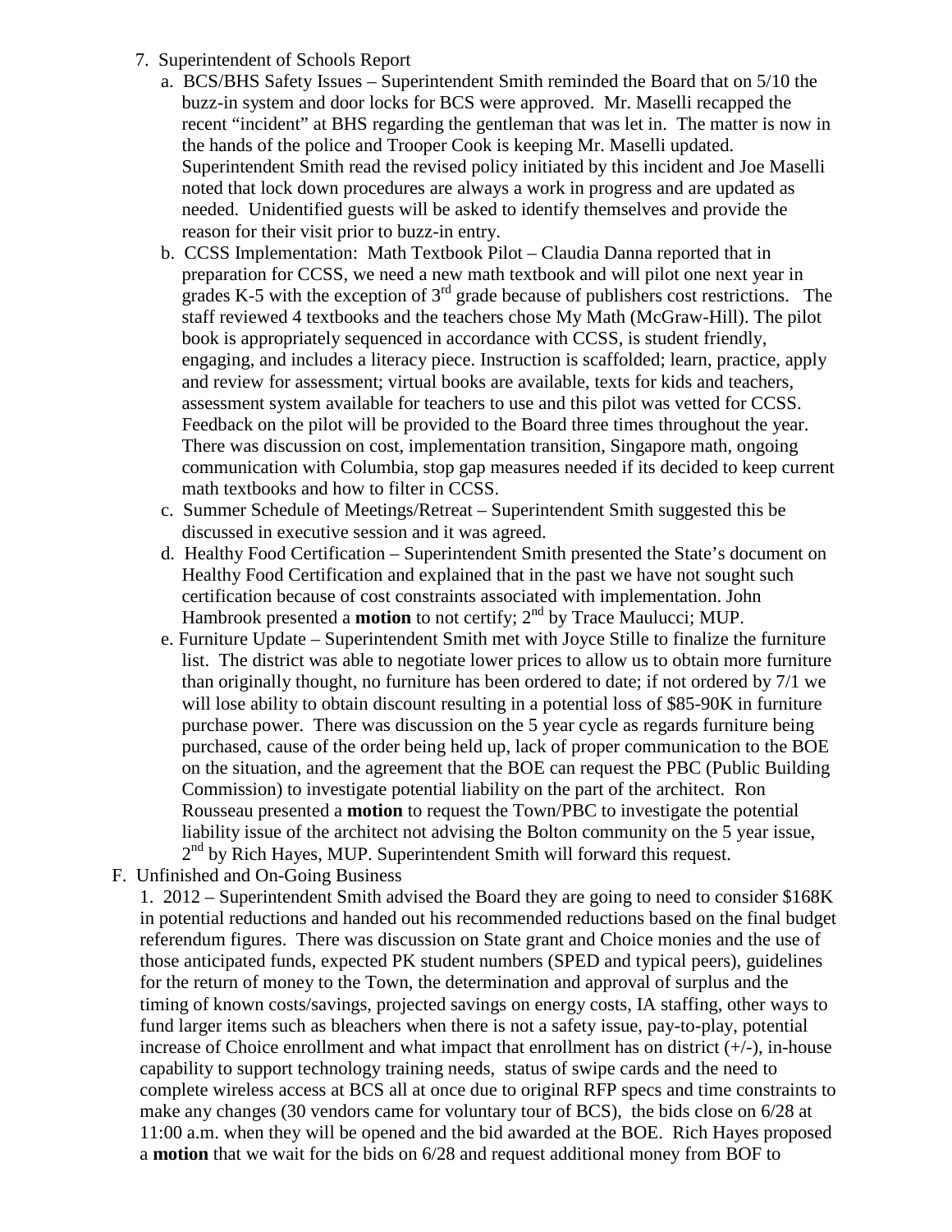7. Superintendent of Schools Report
   a. BCS/BHS Safety Issues – Superintendent Smith reminded the Board that on 5/10 the buzz-in system and door locks for BCS were approved. Mr. Maselli recapped the recent "incident" at BHS regarding the gentleman that was let in. The matter is now in the hands of the police and Trooper Cook is keeping Mr. Maselli updated. Superintendent Smith read the revised policy initiated by this incident and Joe Maselli noted that lock down procedures are always a work in progress and are updated as needed. Unidentified guests will be asked to identify themselves and provide the reason for their visit prior to buzz-in entry.
   b. CCSS Implementation: Math Textbook Pilot – Claudia Danna reported that in preparation for CCSS, we need a new math textbook and will pilot one next year in grades K-5 with the exception of 3rd grade because of publishers cost restrictions. The staff reviewed 4 textbooks and the teachers chose My Math (McGraw-Hill). The pilot book is appropriately sequenced in accordance with CCSS, is student friendly, engaging, and includes a literacy piece. Instruction is scaffolded; learn, practice, apply and review for assessment; virtual books are available, texts for kids and teachers, assessment system available for teachers to use and this pilot was vetted for CCSS. Feedback on the pilot will be provided to the Board three times throughout the year. There was discussion on cost, implementation transition, Singapore math, ongoing communication with Columbia, stop gap measures needed if its decided to keep current math textbooks and how to filter in CCSS.
   c. Summer Schedule of Meetings/Retreat – Superintendent Smith suggested this be discussed in executive session and it was agreed.
   d. Healthy Food Certification – Superintendent Smith presented the State's document on Healthy Food Certification and explained that in the past we have not sought such certification because of cost constraints associated with implementation. John Hambrook presented a **motion** to not certify; 2nd by Trace Maulucci; MUP.
   e. Furniture Update – Superintendent Smith met with Joyce Stille to finalize the furniture list. The district was able to negotiate lower prices to allow us to obtain more furniture than originally thought, no furniture has been ordered to date; if not ordered by 7/1 we will lose ability to obtain discount resulting in a potential loss of $85-90K in furniture purchase power. There was discussion on the 5 year cycle as regards furniture being purchased, cause of the order being held up, lack of proper communication to the BOE on the situation, and the agreement that the BOE can request the PBC (Public Building Commission) to investigate potential liability on the part of the architect. Ron Rousseau presented a **motion** to request the Town/PBC to investigate the potential liability issue of the architect not advising the Bolton community on the 5 year issue, 2nd by Rich Hayes, MUP. Superintendent Smith will forward this request.

F. Unfinished and On-Going Business

1. 2012 – Superintendent Smith advised the Board they are going to need to consider $168K in potential reductions and handed out his recommended reductions based on the final budget referendum figures. There was discussion on State grant and Choice monies and the use of those anticipated funds, expected PK student numbers (SPED and typical peers), guidelines for the return of money to the Town, the determination and approval of surplus and the timing of known costs/savings, projected savings on energy costs, IA staffing, other ways to fund larger items such as bleachers when there is not a safety issue, pay-to-play, potential increase of Choice enrollment and what impact that enrollment has on district (+/-), in-house capability to support technology training needs, status of swipe cards and the need to complete wireless access at BCS all at once due to original RFP specs and time constraints to make any changes (30 vendors came for voluntary tour of BCS), the bids close on 6/28 at 11:00 a.m. when they will be opened and the bid awarded at the BOE. Rich Hayes proposed a **motion** that we wait for the bids on 6/28 and request additional money from BOF to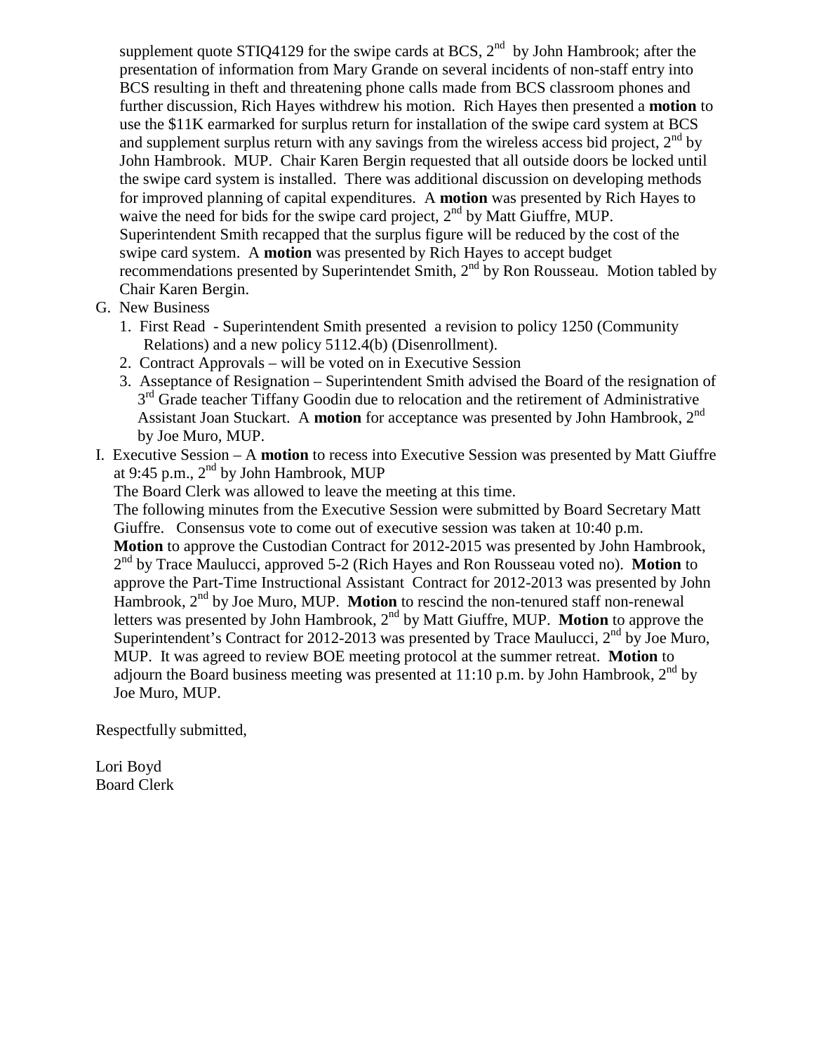supplement quote STIQ4129 for the swipe cards at BCS, 2nd by John Hambrook; after the presentation of information from Mary Grande on several incidents of non-staff entry into BCS resulting in theft and threatening phone calls made from BCS classroom phones and further discussion, Rich Hayes withdrew his motion. Rich Hayes then presented a **motion** to use the $11K earmarked for surplus return for installation of the swipe card system at BCS and supplement surplus return with any savings from the wireless access bid project, 2nd by John Hambrook. MUP. Chair Karen Bergin requested that all outside doors be locked until the swipe card system is installed. There was additional discussion on developing methods for improved planning of capital expenditures. A **motion** was presented by Rich Hayes to waive the need for bids for the swipe card project, 2nd by Matt Giuffre, MUP. Superintendent Smith recapped that the surplus figure will be reduced by the cost of the swipe card system. A **motion** was presented by Rich Hayes to accept budget recommendations presented by Superintendet Smith, 2nd by Ron Rousseau. Motion tabled by Chair Karen Bergin.

G. New Business
   1. First Read - Superintendent Smith presented a revision to policy 1250 (Community Relations) and a new policy 5112.4(b) (Disenrollment).
   2. Contract Approvals – will be voted on in Executive Session
   3. Asseptance of Resignation – Superintendent Smith advised the Board of the resignation of 3rd Grade teacher Tiffany Goodin due to relocation and the retirement of Administrative Assistant Joan Stuckart. A **motion** for acceptance was presented by John Hambrook, 2nd by Joe Muro, MUP.

I. Executive Session – A **motion** to recess into Executive Session was presented by Matt Giuffre at 9:45 p.m., 2nd by John Hambrook, MUP

The Board Clerk was allowed to leave the meeting at this time.

The following minutes from the Executive Session were submitted by Board Secretary Matt Giuffre. Consensus vote to come out of executive session was taken at 10:40 p.m. **Motion** to approve the Custodian Contract for 2012-2015 was presented by John Hambrook, 2nd by Trace Maulucci, approved 5-2 (Rich Hayes and Ron Rousseau voted no). **Motion** to approve the Part-Time Instructional Assistant Contract for 2012-2013 was presented by John Hambrook, 2nd by Joe Muro, MUP. **Motion** to rescind the non-tenured staff non-renewal letters was presented by John Hambrook, 2nd by Matt Giuffre, MUP. **Motion** to approve the Superintendent's Contract for 2012-2013 was presented by Trace Maulucci, 2nd by Joe Muro, MUP. It was agreed to review BOE meeting protocol at the summer retreat. **Motion** to adjourn the Board business meeting was presented at 11:10 p.m. by John Hambrook, 2nd by Joe Muro, MUP.

Respectfully submitted,

Lori Boyd
Board Clerk